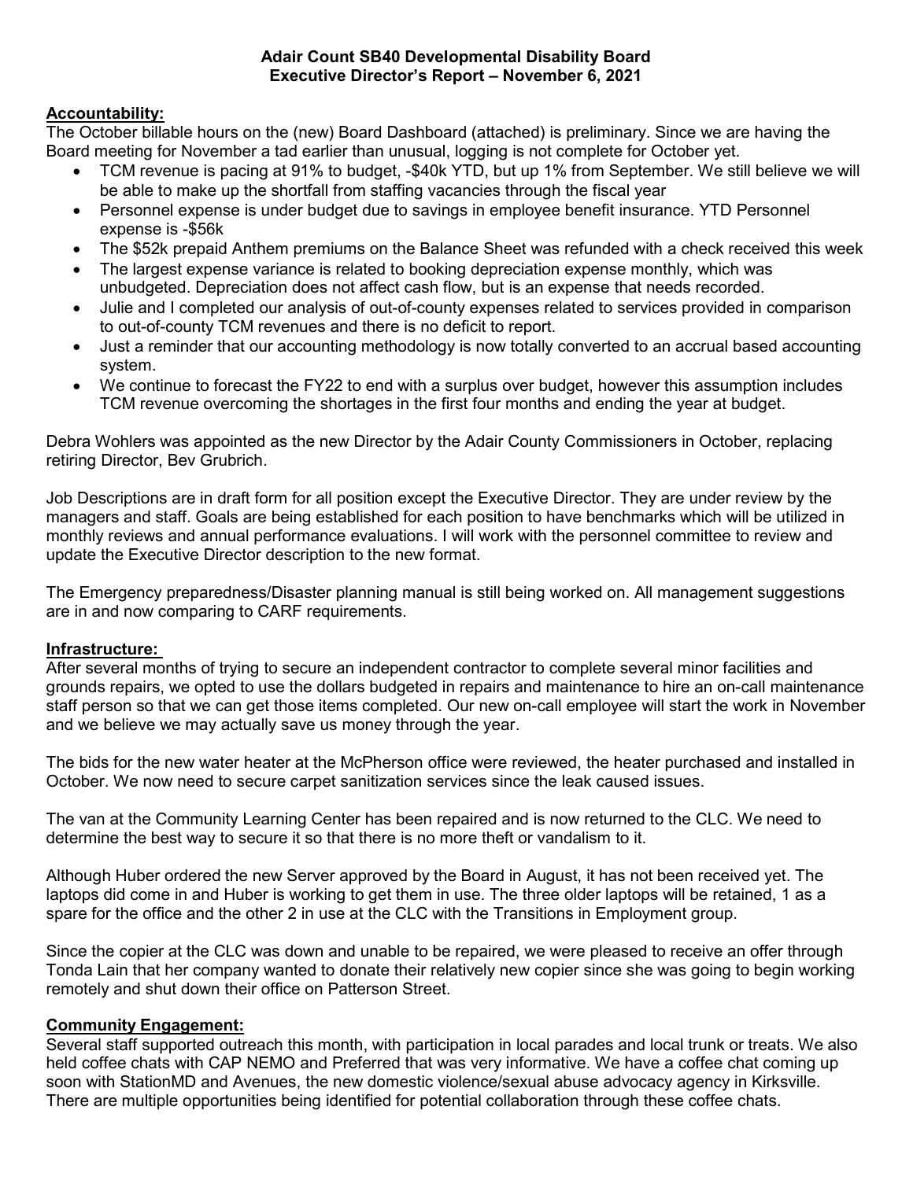**Adair Count SB40 Developmental Disability Board**
**Executive Director's Report – November 6, 2021**

**Accountability:**

The October billable hours on the (new) Board Dashboard (attached) is preliminary. Since we are having the Board meeting for November a tad earlier than unusual, logging is not complete for October yet.

- TCM revenue is pacing at 91% to budget, -$40k YTD, but up 1% from September. We still believe we will be able to make up the shortfall from staffing vacancies through the fiscal year
- Personnel expense is under budget due to savings in employee benefit insurance. YTD Personnel expense is -$56k
- The $52k prepaid Anthem premiums on the Balance Sheet was refunded with a check received this week
- The largest expense variance is related to booking depreciation expense monthly, which was unbudgeted. Depreciation does not affect cash flow, but is an expense that needs recorded.
- Julie and I completed our analysis of out-of-county expenses related to services provided in comparison to out-of-county TCM revenues and there is no deficit to report.
- Just a reminder that our accounting methodology is now totally converted to an accrual based accounting system.
- We continue to forecast the FY22 to end with a surplus over budget, however this assumption includes TCM revenue overcoming the shortages in the first four months and ending the year at budget.

Debra Wohlers was appointed as the new Director by the Adair County Commissioners in October, replacing retiring Director, Bev Grubrich.

Job Descriptions are in draft form for all position except the Executive Director. They are under review by the managers and staff. Goals are being established for each position to have benchmarks which will be utilized in monthly reviews and annual performance evaluations. I will work with the personnel committee to review and update the Executive Director description to the new format.

The Emergency preparedness/Disaster planning manual is still being worked on. All management suggestions are in and now comparing to CARF requirements.

**Infrastructure:**

After several months of trying to secure an independent contractor to complete several minor facilities and grounds repairs, we opted to use the dollars budgeted in repairs and maintenance to hire an on-call maintenance staff person so that we can get those items completed. Our new on-call employee will start the work in November and we believe we may actually save us money through the year.

The bids for the new water heater at the McPherson office were reviewed, the heater purchased and installed in October. We now need to secure carpet sanitization services since the leak caused issues.

The van at the Community Learning Center has been repaired and is now returned to the CLC. We need to determine the best way to secure it so that there is no more theft or vandalism to it.

Although Huber ordered the new Server approved by the Board in August, it has not been received yet. The laptops did come in and Huber is working to get them in use. The three older laptops will be retained, 1 as a spare for the office and the other 2 in use at the CLC with the Transitions in Employment group.

Since the copier at the CLC was down and unable to be repaired, we were pleased to receive an offer through Tonda Lain that her company wanted to donate their relatively new copier since she was going to begin working remotely and shut down their office on Patterson Street.

**Community Engagement:**

Several staff supported outreach this month, with participation in local parades and local trunk or treats. We also held coffee chats with CAP NEMO and Preferred that was very informative. We have a coffee chat coming up soon with StationMD and Avenues, the new domestic violence/sexual abuse advocacy agency in Kirksville. There are multiple opportunities being identified for potential collaboration through these coffee chats.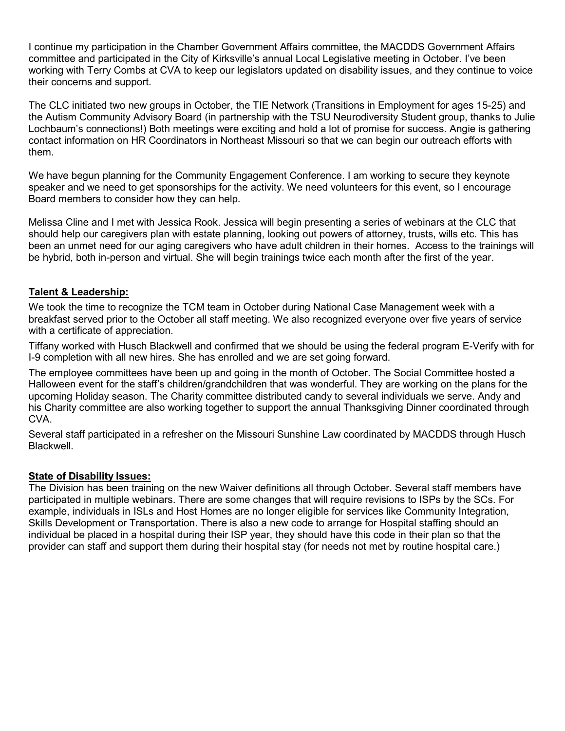I continue my participation in the Chamber Government Affairs committee, the MACDDS Government Affairs committee and participated in the City of Kirksville's annual Local Legislative meeting in October. I've been working with Terry Combs at CVA to keep our legislators updated on disability issues, and they continue to voice their concerns and support.

The CLC initiated two new groups in October, the TIE Network (Transitions in Employment for ages 15-25) and the Autism Community Advisory Board (in partnership with the TSU Neurodiversity Student group, thanks to Julie Lochbaum's connections!) Both meetings were exciting and hold a lot of promise for success. Angie is gathering contact information on HR Coordinators in Northeast Missouri so that we can begin our outreach efforts with them.

We have begun planning for the Community Engagement Conference. I am working to secure they keynote speaker and we need to get sponsorships for the activity. We need volunteers for this event, so I encourage Board members to consider how they can help.

Melissa Cline and I met with Jessica Rook. Jessica will begin presenting a series of webinars at the CLC that should help our caregivers plan with estate planning, looking out powers of attorney, trusts, wills etc. This has been an unmet need for our aging caregivers who have adult children in their homes. Access to the trainings will be hybrid, both in-person and virtual. She will begin trainings twice each month after the first of the year.

**Talent & Leadership:**

We took the time to recognize the TCM team in October during National Case Management week with a breakfast served prior to the October all staff meeting. We also recognized everyone over five years of service with a certificate of appreciation.

Tiffany worked with Husch Blackwell and confirmed that we should be using the federal program E-Verify with for I-9 completion with all new hires. She has enrolled and we are set going forward.

The employee committees have been up and going in the month of October. The Social Committee hosted a Halloween event for the staff's children/grandchildren that was wonderful. They are working on the plans for the upcoming Holiday season. The Charity committee distributed candy to several individuals we serve. Andy and his Charity committee are also working together to support the annual Thanksgiving Dinner coordinated through CVA.

Several staff participated in a refresher on the Missouri Sunshine Law coordinated by MACDDS through Husch Blackwell.

**State of Disability Issues:**

The Division has been training on the new Waiver definitions all through October. Several staff members have participated in multiple webinars. There are some changes that will require revisions to ISPs by the SCs. For example, individuals in ISLs and Host Homes are no longer eligible for services like Community Integration, Skills Development or Transportation. There is also a new code to arrange for Hospital staffing should an individual be placed in a hospital during their ISP year, they should have this code in their plan so that the provider can staff and support them during their hospital stay (for needs not met by routine hospital care.)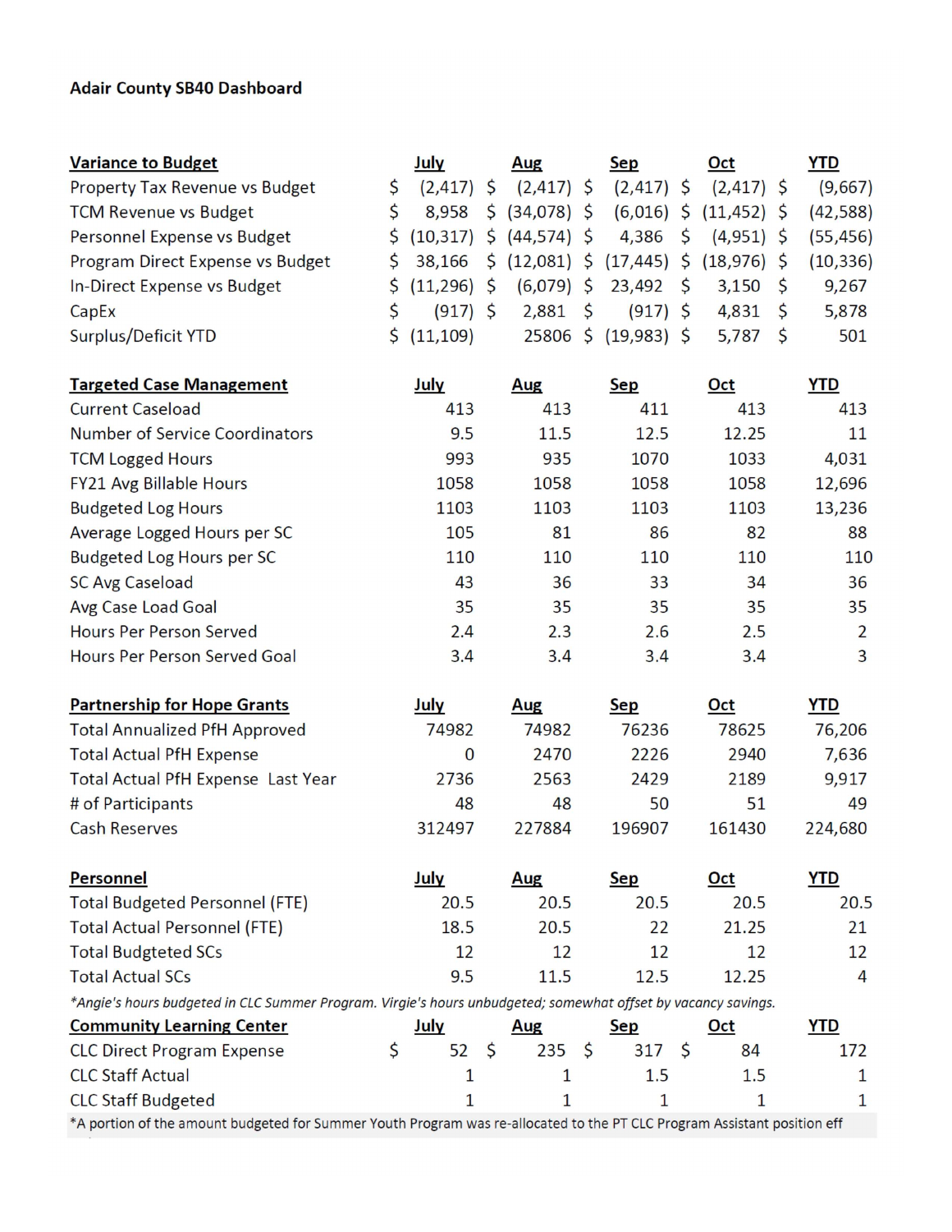**Adair County SB40 Dashboard**

| Variance to Budget | July | Aug | Sep | Oct | YTD |
|---|---|---|---|---|---|
| Property Tax Revenue vs Budget | $ (2,417) | $ (2,417) | $ (2,417) | $ (2,417) | $ (9,667) |
| TCM Revenue vs Budget | $ 8,958 | $ (34,078) | $ (6,016) | $ (11,452) | $ (42,588) |
| Personnel Expense vs Budget | $ (10,317) | $ (44,574) | $ 4,386 | $ (4,951) | $ (55,456) |
| Program Direct Expense vs Budget | $ 38,166 | $ (12,081) | $ (17,445) | $ (18,976) | $ (10,336) |
| In-Direct Expense vs Budget | $ (11,296) | $ (6,079) | $ 23,492 | $ 3,150 | $ 9,267 |
| CapEx | $ (917) | $ 2,881 | $ (917) | $ 4,831 | $ 5,878 |
| Surplus/Deficit YTD | $ (11,109) | 25806 | $ (19,983) | $ 5,787 | $ 501 |

| Targeted Case Management | July | Aug | Sep | Oct | YTD |
|---|---|---|---|---|---|
| Current Caseload | 413 | 413 | 411 | 413 | 413 |
| Number of Service Coordinators | 9.5 | 11.5 | 12.5 | 12.25 | 11 |
| TCM Logged Hours | 993 | 935 | 1070 | 1033 | 4,031 |
| FY21 Avg Billable Hours | 1058 | 1058 | 1058 | 1058 | 12,696 |
| Budgeted Log Hours | 1103 | 1103 | 1103 | 1103 | 13,236 |
| Average Logged Hours per SC | 105 | 81 | 86 | 82 | 88 |
| Budgeted Log Hours per SC | 110 | 110 | 110 | 110 | 110 |
| SC Avg Caseload | 43 | 36 | 33 | 34 | 36 |
| Avg Case Load Goal | 35 | 35 | 35 | 35 | 35 |
| Hours Per Person Served | 2.4 | 2.3 | 2.6 | 2.5 | 2 |
| Hours Per Person Served Goal | 3.4 | 3.4 | 3.4 | 3.4 | 3 |

| Partnership for Hope Grants | July | Aug | Sep | Oct | YTD |
|---|---|---|---|---|---|
| Total Annualized PfH Approved | 74982 | 74982 | 76236 | 78625 | 76,206 |
| Total Actual PfH Expense | 0 | 2470 | 2226 | 2940 | 7,636 |
| Total Actual PfH Expense Last Year | 2736 | 2563 | 2429 | 2189 | 9,917 |
| # of Participants | 48 | 48 | 50 | 51 | 49 |
| Cash Reserves | 312497 | 227884 | 196907 | 161430 | 224,680 |

| Personnel | July | Aug | Sep | Oct | YTD |
|---|---|---|---|---|---|
| Total Budgeted Personnel (FTE) | 20.5 | 20.5 | 20.5 | 20.5 | 20.5 |
| Total Actual Personnel (FTE) | 18.5 | 20.5 | 22 | 21.25 | 21 |
| Total Budgteted SCs | 12 | 12 | 12 | 12 | 12 |
| Total Actual SCs | 9.5 | 11.5 | 12.5 | 12.25 | 4 |

*\*Angie's hours budgeted in CLC Summer Program. Virgie's hours unbudgeted; somewhat offset by vacancy savings.*

| Community Learning Center | July | Aug | Sep | Oct | YTD |
|---|---|---|---|---|---|
| CLC Direct Program Expense | $ 52 | $ 235 | $ 317 | $ 84 | 172 |
| CLC Staff Actual | 1 | 1 | 1.5 | 1.5 | 1 |
| CLC Staff Budgeted | 1 | 1 | 1 | 1 | 1 |

*A portion of the amount budgeted for Summer Youth Program was re-allocated to the PT CLC Program Assistant position eff